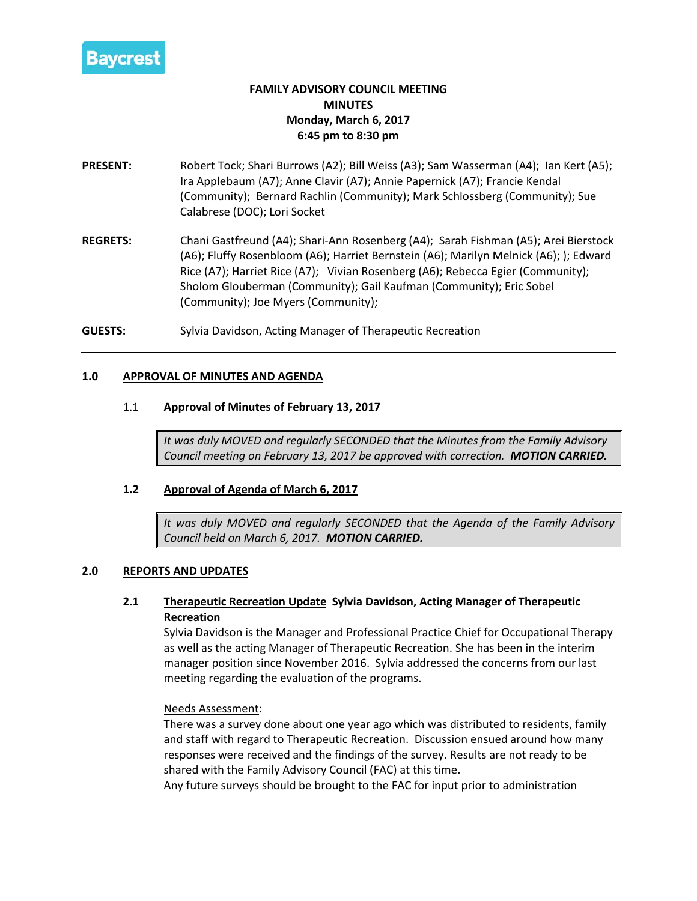Baycrest

# FAMILY ADVISORY COUNCIL MEETING
## MINUTES
**Monday, March 6, 2017**
**6:45 pm to 8:30 pm**

**PRESENT:** Robert Tock; Shari Burrows (A2); Bill Weiss (A3); Sam Wasserman (A4); Ian Kert (A5); Ira Applebaum (A7); Anne Clavir (A7); Annie Papernick (A7); Francie Kendal (Community); Bernard Rachlin (Community); Mark Schlossberg (Community); Sue Calabrese (DOC); Lori Socket

**REGRETS:** Chani Gastfreund (A4); Shari-Ann Rosenberg (A4); Sarah Fishman (A5); Arei Bierstock (A6); Fluffy Rosenbloom (A6); Harriet Bernstein (A6); Marilyn Melnick (A6); ); Edward Rice (A7); Harriet Rice (A7); Vivian Rosenberg (A6); Rebecca Egier (Community); Sholom Glouberman (Community); Gail Kaufman (Community); Eric Sobel (Community); Joe Myers (Community);

**GUESTS:** Sylvia Davidson, Acting Manager of Therapeutic Recreation

---

## 1.0 APPROVAL OF MINUTES AND AGENDA

### 1.1 Approval of Minutes of February 13, 2017

*It was duly MOVED and regularly SECONDED that the Minutes from the Family Advisory Council meeting on February 13, 2017 be approved with correction.* ***MOTION CARRIED.***

### 1.2 Approval of Agenda of March 6, 2017

*It was duly MOVED and regularly SECONDED that the Agenda of the Family Advisory Council held on March 6, 2017.* ***MOTION CARRIED.***

## 2.0 REPORTS AND UPDATES

### 2.1 Therapeutic Recreation Update Sylvia Davidson, Acting Manager of Therapeutic Recreation

Sylvia Davidson is the Manager and Professional Practice Chief for Occupational Therapy as well as the acting Manager of Therapeutic Recreation. She has been in the interim manager position since November 2016. Sylvia addressed the concerns from our last meeting regarding the evaluation of the programs.

Needs Assessment:
There was a survey done about one year ago which was distributed to residents, family and staff with regard to Therapeutic Recreation. Discussion ensued around how many responses were received and the findings of the survey. Results are not ready to be shared with the Family Advisory Council (FAC) at this time.
Any future surveys should be brought to the FAC for input prior to administration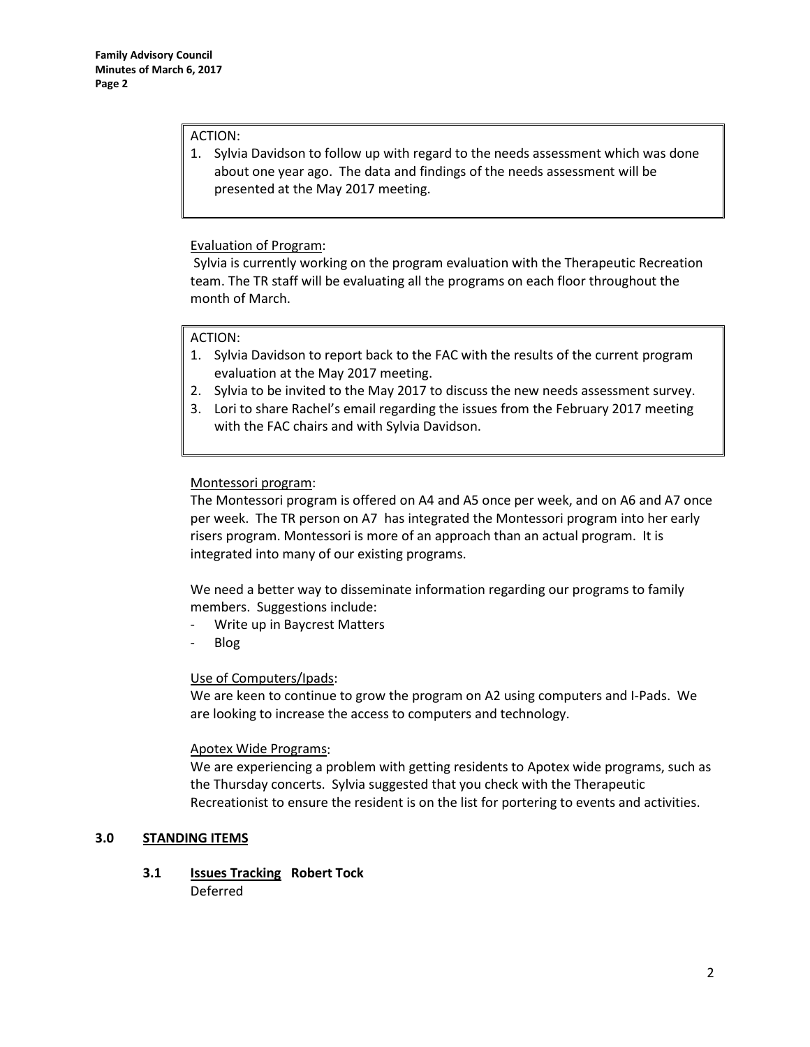ACTION:

1. Sylvia Davidson to follow up with regard to the needs assessment which was done about one year ago. The data and findings of the needs assessment will be presented at the May 2017 meeting.

Evaluation of Program:

Sylvia is currently working on the program evaluation with the Therapeutic Recreation team. The TR staff will be evaluating all the programs on each floor throughout the month of March.

ACTION:

1. Sylvia Davidson to report back to the FAC with the results of the current program evaluation at the May 2017 meeting.
2. Sylvia to be invited to the May 2017 to discuss the new needs assessment survey.
3. Lori to share Rachel's email regarding the issues from the February 2017 meeting with the FAC chairs and with Sylvia Davidson.

Montessori program:

The Montessori program is offered on A4 and A5 once per week, and on A6 and A7 once per week. The TR person on A7 has integrated the Montessori program into her early risers program. Montessori is more of an approach than an actual program. It is integrated into many of our existing programs.

We need a better way to disseminate information regarding our programs to family members. Suggestions include:

- Write up in Baycrest Matters
- Blog

Use of Computers/Ipads:

We are keen to continue to grow the program on A2 using computers and I-Pads. We are looking to increase the access to computers and technology.

Apotex Wide Programs:

We are experiencing a problem with getting residents to Apotex wide programs, such as the Thursday concerts. Sylvia suggested that you check with the Therapeutic Recreationist to ensure the resident is on the list for portering to events and activities.

## 3.0 STANDING ITEMS

### 3.1 Issues Tracking **Robert Tock**

Deferred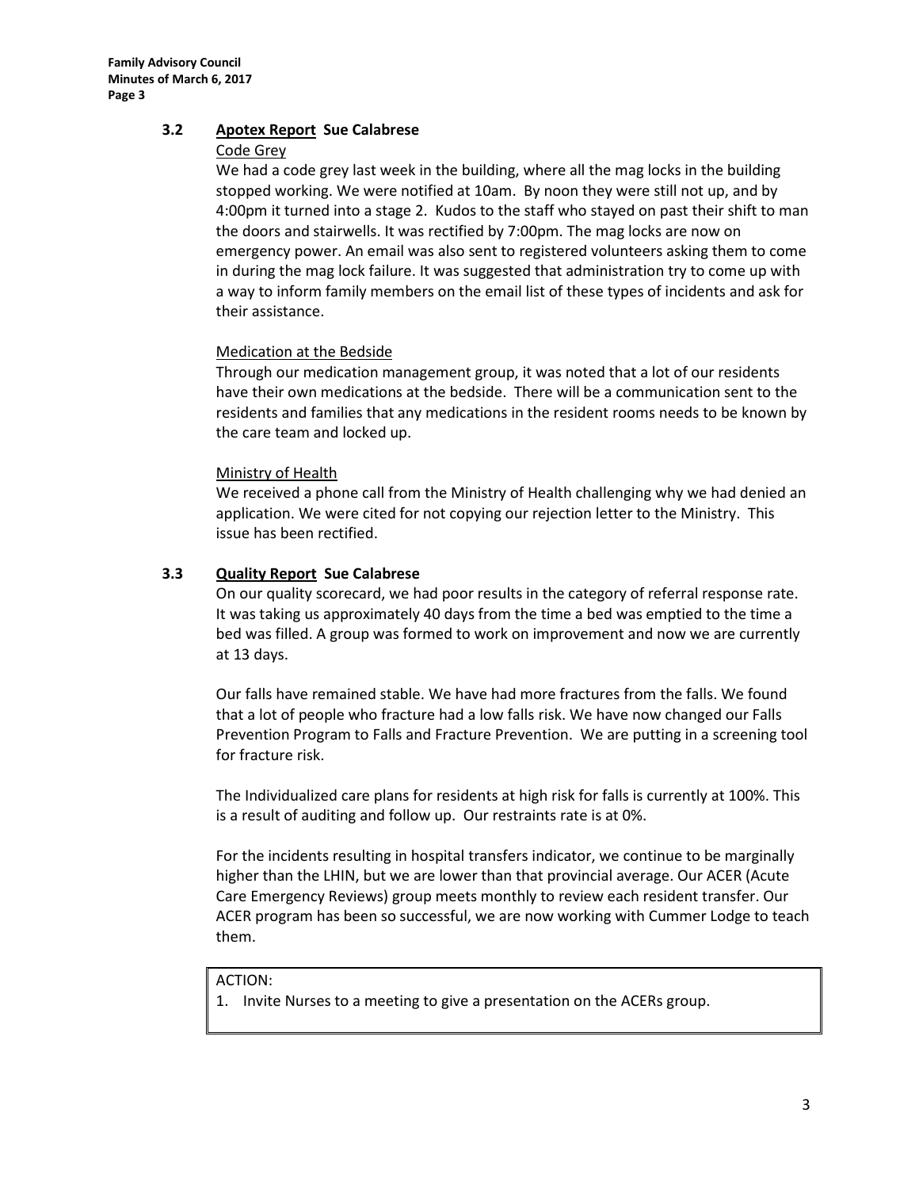### 3.2 Apotex Report Sue Calabrese

Code Grey

We had a code grey last week in the building, where all the mag locks in the building stopped working. We were notified at 10am. By noon they were still not up, and by 4:00pm it turned into a stage 2. Kudos to the staff who stayed on past their shift to man the doors and stairwells. It was rectified by 7:00pm. The mag locks are now on emergency power. An email was also sent to registered volunteers asking them to come in during the mag lock failure. It was suggested that administration try to come up with a way to inform family members on the email list of these types of incidents and ask for their assistance.

Medication at the Bedside

Through our medication management group, it was noted that a lot of our residents have their own medications at the bedside. There will be a communication sent to the residents and families that any medications in the resident rooms needs to be known by the care team and locked up.

Ministry of Health

We received a phone call from the Ministry of Health challenging why we had denied an application. We were cited for not copying our rejection letter to the Ministry. This issue has been rectified.

### 3.3 Quality Report Sue Calabrese

On our quality scorecard, we had poor results in the category of referral response rate. It was taking us approximately 40 days from the time a bed was emptied to the time a bed was filled. A group was formed to work on improvement and now we are currently at 13 days.

Our falls have remained stable. We have had more fractures from the falls. We found that a lot of people who fracture had a low falls risk. We have now changed our Falls Prevention Program to Falls and Fracture Prevention. We are putting in a screening tool for fracture risk.

The Individualized care plans for residents at high risk for falls is currently at 100%. This is a result of auditing and follow up. Our restraints rate is at 0%.

For the incidents resulting in hospital transfers indicator, we continue to be marginally higher than the LHIN, but we are lower than that provincial average. Our ACER (Acute Care Emergency Reviews) group meets monthly to review each resident transfer. Our ACER program has been so successful, we are now working with Cummer Lodge to teach them.

ACTION:

1. Invite Nurses to a meeting to give a presentation on the ACERs group.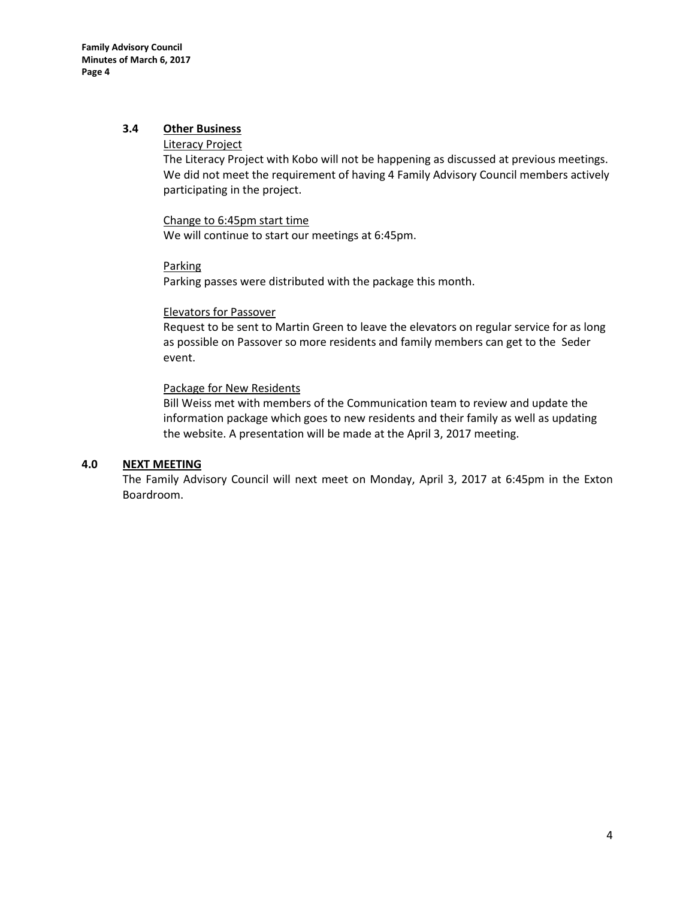### 3.4 Other Business

Literacy Project

The Literacy Project with Kobo will not be happening as discussed at previous meetings. We did not meet the requirement of having 4 Family Advisory Council members actively participating in the project.

Change to 6:45pm start time

We will continue to start our meetings at 6:45pm.

Parking

Parking passes were distributed with the package this month.

Elevators for Passover

Request to be sent to Martin Green to leave the elevators on regular service for as long as possible on Passover so more residents and family members can get to the Seder event.

Package for New Residents

Bill Weiss met with members of the Communication team to review and update the information package which goes to new residents and their family as well as updating the website. A presentation will be made at the April 3, 2017 meeting.

## 4.0 NEXT MEETING

The Family Advisory Council will next meet on Monday, April 3, 2017 at 6:45pm in the Exton Boardroom.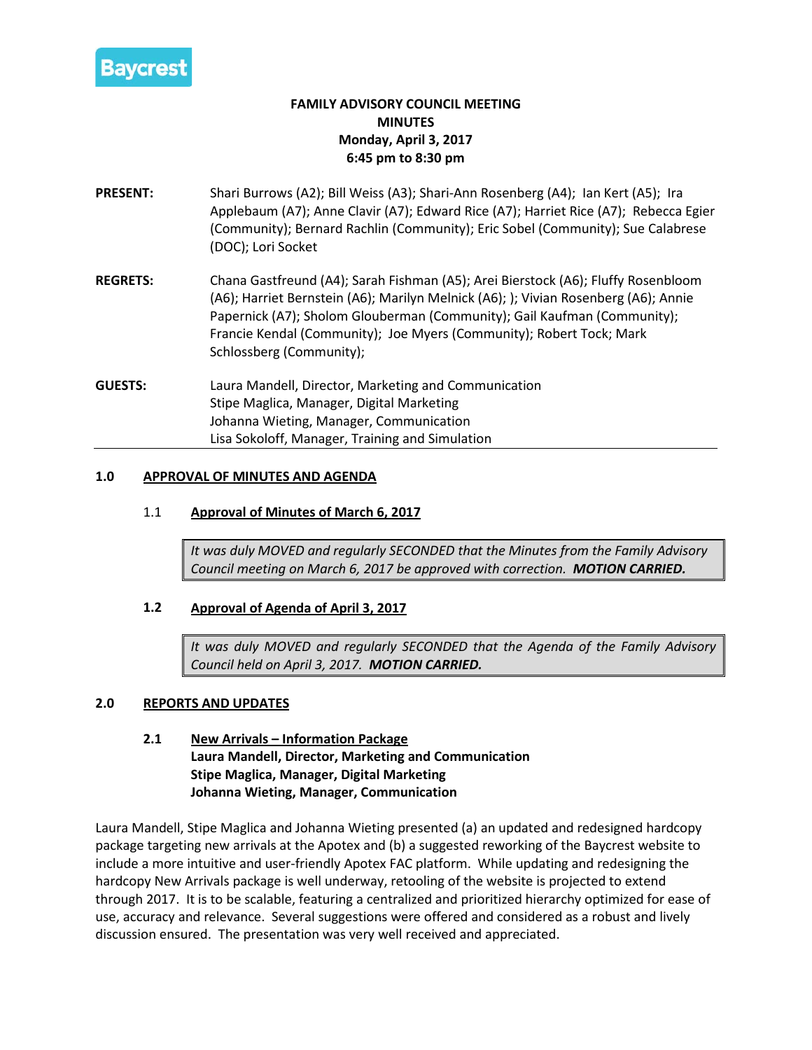**Baycrest**

**FAMILY ADVISORY COUNCIL MEETING**
**MINUTES**
**Monday, April 3, 2017**
**6:45 pm to 8:30 pm**

**PRESENT:** Shari Burrows (A2); Bill Weiss (A3); Shari-Ann Rosenberg (A4); Ian Kert (A5); Ira Applebaum (A7); Anne Clavir (A7); Edward Rice (A7); Harriet Rice (A7); Rebecca Egier (Community); Bernard Rachlin (Community); Eric Sobel (Community); Sue Calabrese (DOC); Lori Socket

**REGRETS:** Chana Gastfreund (A4); Sarah Fishman (A5); Arei Bierstock (A6); Fluffy Rosenbloom (A6); Harriet Bernstein (A6); Marilyn Melnick (A6); ); Vivian Rosenberg (A6); Annie Papernick (A7); Sholom Glouberman (Community); Gail Kaufman (Community); Francie Kendal (Community); Joe Myers (Community); Robert Tock; Mark Schlossberg (Community);

**GUESTS:** Laura Mandell, Director, Marketing and Communication
Stipe Maglica, Manager, Digital Marketing
Johanna Wieting, Manager, Communication
Lisa Sokoloff, Manager, Training and Simulation

---

## 1.0 APPROVAL OF MINUTES AND AGENDA

### 1.1 Approval of Minutes of March 6, 2017

> *It was duly MOVED and regularly SECONDED that the Minutes from the Family Advisory Council meeting on March 6, 2017 be approved with correction.* ***MOTION CARRIED.***

### 1.2 Approval of Agenda of April 3, 2017

> *It was duly MOVED and regularly SECONDED that the Agenda of the Family Advisory Council held on April 3, 2017.* ***MOTION CARRIED.***

## 2.0 REPORTS AND UPDATES

### 2.1 New Arrivals – Information Package
**Laura Mandell, Director, Marketing and Communication**
**Stipe Maglica, Manager, Digital Marketing**
**Johanna Wieting, Manager, Communication**

Laura Mandell, Stipe Maglica and Johanna Wieting presented (a) an updated and redesigned hardcopy package targeting new arrivals at the Apotex and (b) a suggested reworking of the Baycrest website to include a more intuitive and user-friendly Apotex FAC platform. While updating and redesigning the hardcopy New Arrivals package is well underway, retooling of the website is projected to extend through 2017. It is to be scalable, featuring a centralized and prioritized hierarchy optimized for ease of use, accuracy and relevance. Several suggestions were offered and considered as a robust and lively discussion ensured. The presentation was very well received and appreciated.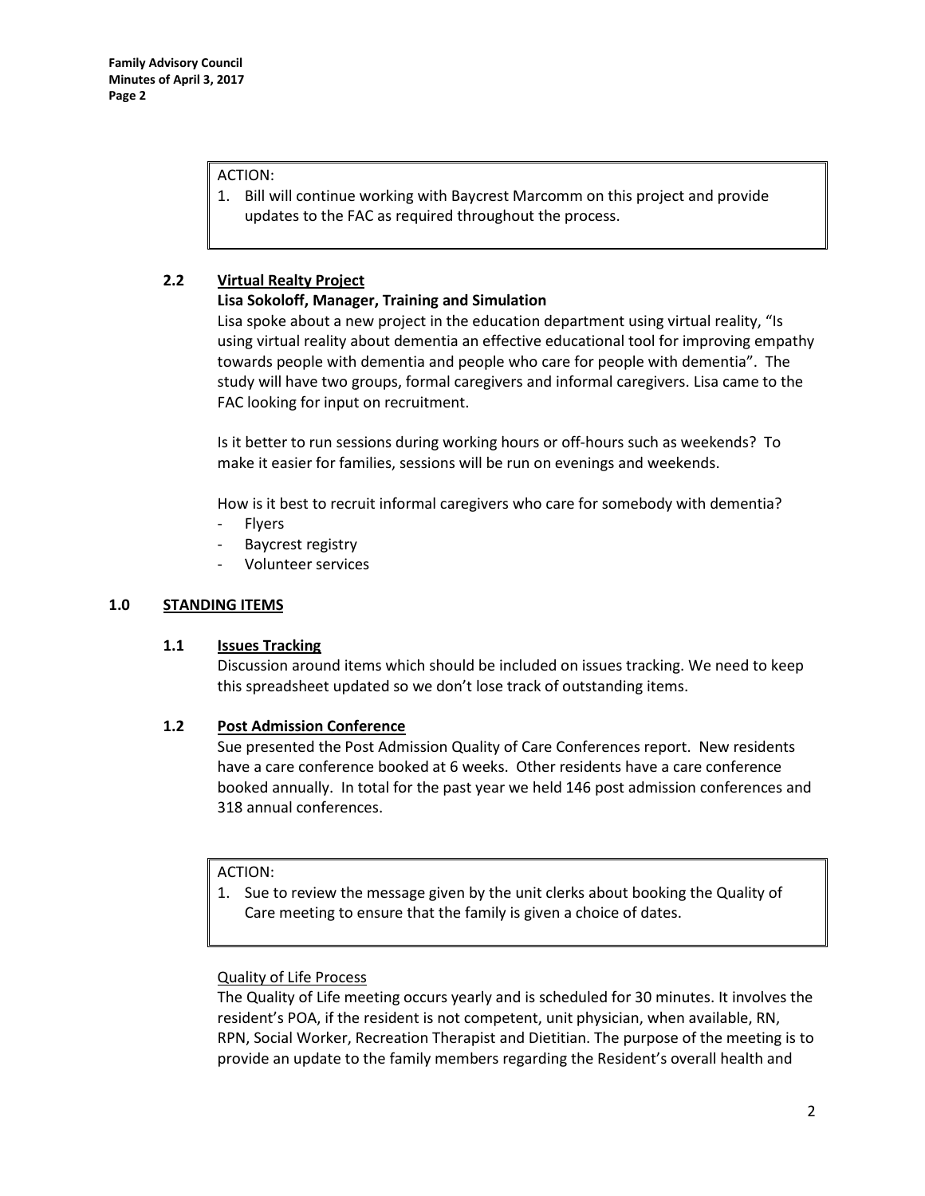ACTION:

1. Bill will continue working with Baycrest Marcomm on this project and provide updates to the FAC as required throughout the process.

### 2.2 Virtual Realty Project

**Lisa Sokoloff, Manager, Training and Simulation**

Lisa spoke about a new project in the education department using virtual reality, "Is using virtual reality about dementia an effective educational tool for improving empathy towards people with dementia and people who care for people with dementia". The study will have two groups, formal caregivers and informal caregivers. Lisa came to the FAC looking for input on recruitment.

Is it better to run sessions during working hours or off-hours such as weekends? To make it easier for families, sessions will be run on evenings and weekends.

How is it best to recruit informal caregivers who care for somebody with dementia?

- Flyers
- Baycrest registry
- Volunteer services

## 1.0 STANDING ITEMS

### 1.1 Issues Tracking

Discussion around items which should be included on issues tracking. We need to keep this spreadsheet updated so we don't lose track of outstanding items.

### 1.2 Post Admission Conference

Sue presented the Post Admission Quality of Care Conferences report. New residents have a care conference booked at 6 weeks. Other residents have a care conference booked annually. In total for the past year we held 146 post admission conferences and 318 annual conferences.

ACTION:

1. Sue to review the message given by the unit clerks about booking the Quality of Care meeting to ensure that the family is given a choice of dates.

Quality of Life Process

The Quality of Life meeting occurs yearly and is scheduled for 30 minutes. It involves the resident's POA, if the resident is not competent, unit physician, when available, RN, RPN, Social Worker, Recreation Therapist and Dietitian. The purpose of the meeting is to provide an update to the family members regarding the Resident's overall health and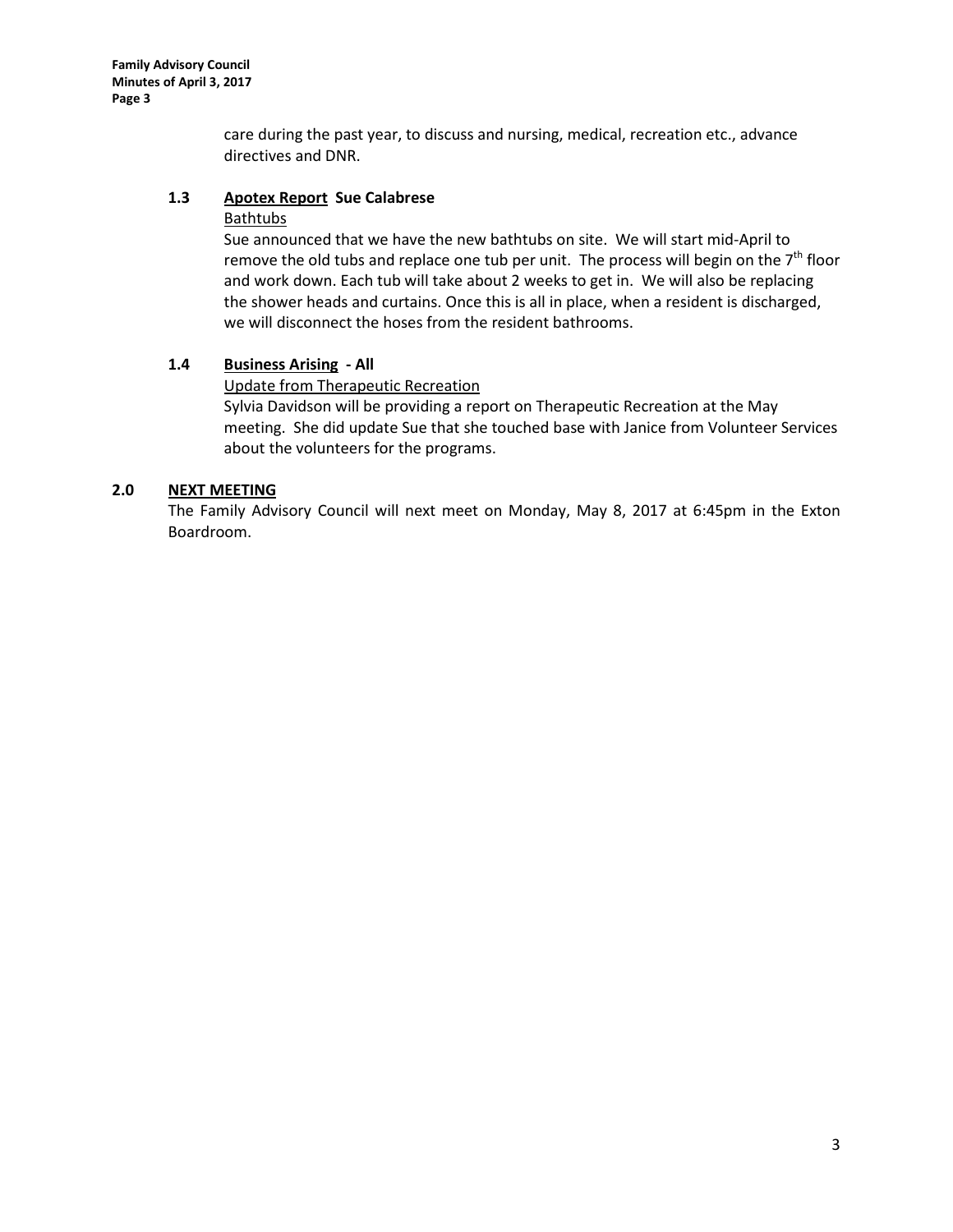care during the past year, to discuss and nursing, medical, recreation etc., advance directives and DNR.

### 1.3 **Apotex Report** Sue Calabrese

Bathtubs

Sue announced that we have the new bathtubs on site. We will start mid-April to remove the old tubs and replace one tub per unit. The process will begin on the 7th floor and work down. Each tub will take about 2 weeks to get in. We will also be replacing the shower heads and curtains. Once this is all in place, when a resident is discharged, we will disconnect the hoses from the resident bathrooms.

### 1.4 **Business Arising** - All

Update from Therapeutic Recreation

Sylvia Davidson will be providing a report on Therapeutic Recreation at the May meeting. She did update Sue that she touched base with Janice from Volunteer Services about the volunteers for the programs.

## 2.0 **NEXT MEETING**

The Family Advisory Council will next meet on Monday, May 8, 2017 at 6:45pm in the Exton Boardroom.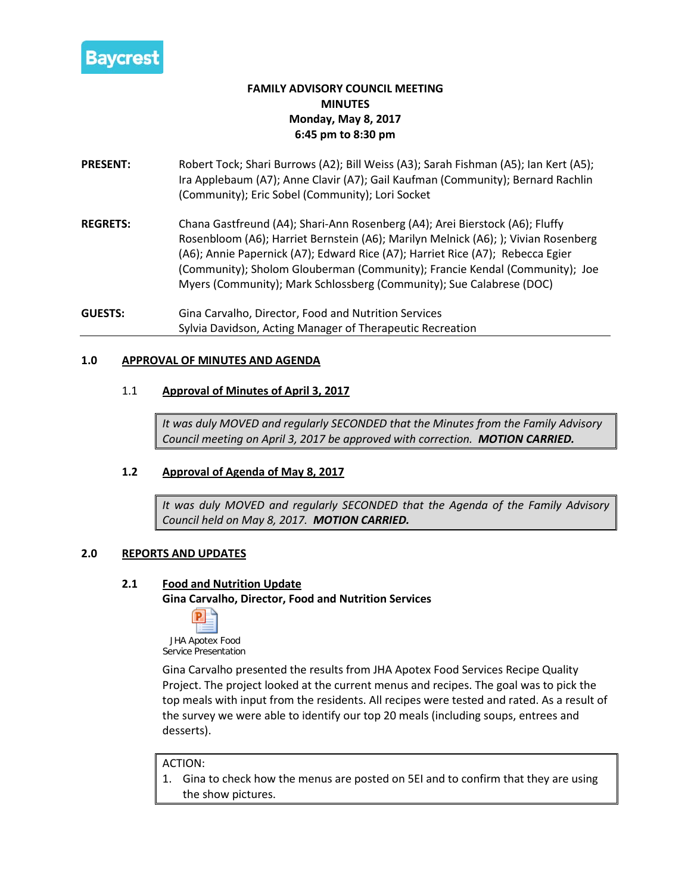# FAMILY ADVISORY COUNCIL MEETING
# MINUTES
**Monday, May 8, 2017**
**6:45 pm to 8:30 pm**

**PRESENT:** Robert Tock; Shari Burrows (A2); Bill Weiss (A3); Sarah Fishman (A5); Ian Kert (A5); Ira Applebaum (A7); Anne Clavir (A7); Gail Kaufman (Community); Bernard Rachlin (Community); Eric Sobel (Community); Lori Socket

**REGRETS:** Chana Gastfreund (A4); Shari-Ann Rosenberg (A4); Arei Bierstock (A6); Fluffy Rosenbloom (A6); Harriet Bernstein (A6); Marilyn Melnick (A6); ); Vivian Rosenberg (A6); Annie Papernick (A7); Edward Rice (A7); Harriet Rice (A7); Rebecca Egier (Community); Sholom Glouberman (Community); Francie Kendal (Community); Joe Myers (Community); Mark Schlossberg (Community); Sue Calabrese (DOC)

**GUESTS:** Gina Carvalho, Director, Food and Nutrition Services
Sylvia Davidson, Acting Manager of Therapeutic Recreation

---

## 1.0 APPROVAL OF MINUTES AND AGENDA

### 1.1 Approval of Minutes of April 3, 2017

*It was duly MOVED and regularly SECONDED that the Minutes from the Family Advisory Council meeting on April 3, 2017 be approved with correction. **MOTION CARRIED.***

### 1.2 Approval of Agenda of May 8, 2017

*It was duly MOVED and regularly SECONDED that the Agenda of the Family Advisory Council held on May 8, 2017. **MOTION CARRIED.***

## 2.0 REPORTS AND UPDATES

### 2.1 Food and Nutrition Update

**Gina Carvalho, Director, Food and Nutrition Services**

JHA Apotex Food Service Presentation

Gina Carvalho presented the results from JHA Apotex Food Services Recipe Quality Project. The project looked at the current menus and recipes. The goal was to pick the top meals with input from the residents. All recipes were tested and rated. As a result of the survey we were able to identify our top 20 meals (including soups, entrees and desserts).

ACTION:
1. Gina to check how the menus are posted on 5EI and to confirm that they are using the show pictures.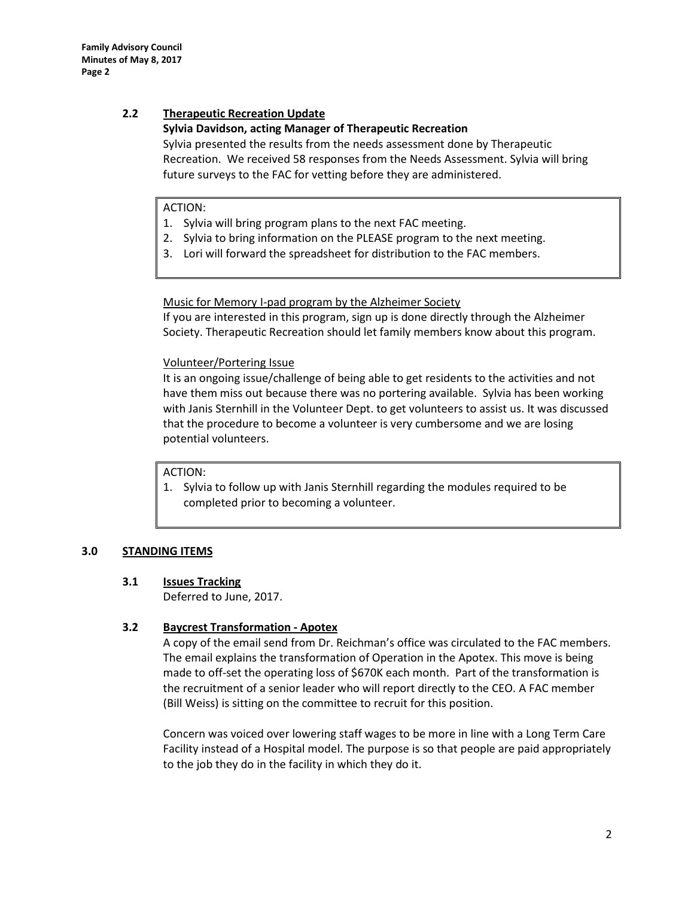### 2.2 Therapeutic Recreation Update

**Sylvia Davidson, acting Manager of Therapeutic Recreation**

Sylvia presented the results from the needs assessment done by Therapeutic Recreation. We received 58 responses from the Needs Assessment. Sylvia will bring future surveys to the FAC for vetting before they are administered.

> ACTION:
> 1. Sylvia will bring program plans to the next FAC meeting.
> 2. Sylvia to bring information on the PLEASE program to the next meeting.
> 3. Lori will forward the spreadsheet for distribution to the FAC members.

Music for Memory I-pad program by the Alzheimer Society

If you are interested in this program, sign up is done directly through the Alzheimer Society. Therapeutic Recreation should let family members know about this program.

Volunteer/Portering Issue

It is an ongoing issue/challenge of being able to get residents to the activities and not have them miss out because there was no portering available. Sylvia has been working with Janis Sternhill in the Volunteer Dept. to get volunteers to assist us. It was discussed that the procedure to become a volunteer is very cumbersome and we are losing potential volunteers.

> ACTION:
> 1. Sylvia to follow up with Janis Sternhill regarding the modules required to be completed prior to becoming a volunteer.

## 3.0 STANDING ITEMS

### 3.1 Issues Tracking

Deferred to June, 2017.

### 3.2 Baycrest Transformation - Apotex

A copy of the email send from Dr. Reichman's office was circulated to the FAC members. The email explains the transformation of Operation in the Apotex. This move is being made to off-set the operating loss of $670K each month. Part of the transformation is the recruitment of a senior leader who will report directly to the CEO. A FAC member (Bill Weiss) is sitting on the committee to recruit for this position.

Concern was voiced over lowering staff wages to be more in line with a Long Term Care Facility instead of a Hospital model. The purpose is so that people are paid appropriately to the job they do in the facility in which they do it.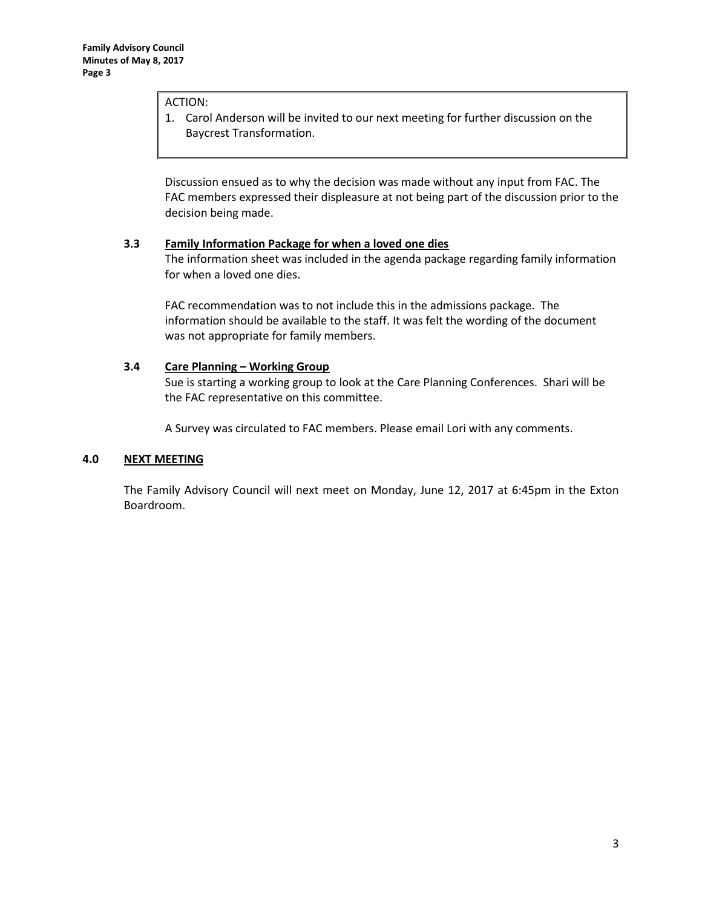ACTION:

1. Carol Anderson will be invited to our next meeting for further discussion on the Baycrest Transformation.

Discussion ensued as to why the decision was made without any input from FAC. The FAC members expressed their displeasure at not being part of the discussion prior to the decision being made.

### 3.3 Family Information Package for when a loved one dies

The information sheet was included in the agenda package regarding family information for when a loved one dies.

FAC recommendation was to not include this in the admissions package. The information should be available to the staff. It was felt the wording of the document was not appropriate for family members.

### 3.4 Care Planning – Working Group

Sue is starting a working group to look at the Care Planning Conferences. Shari will be the FAC representative on this committee.

A Survey was circulated to FAC members. Please email Lori with any comments.

## 4.0 NEXT MEETING

The Family Advisory Council will next meet on Monday, June 12, 2017 at 6:45pm in the Exton Boardroom.